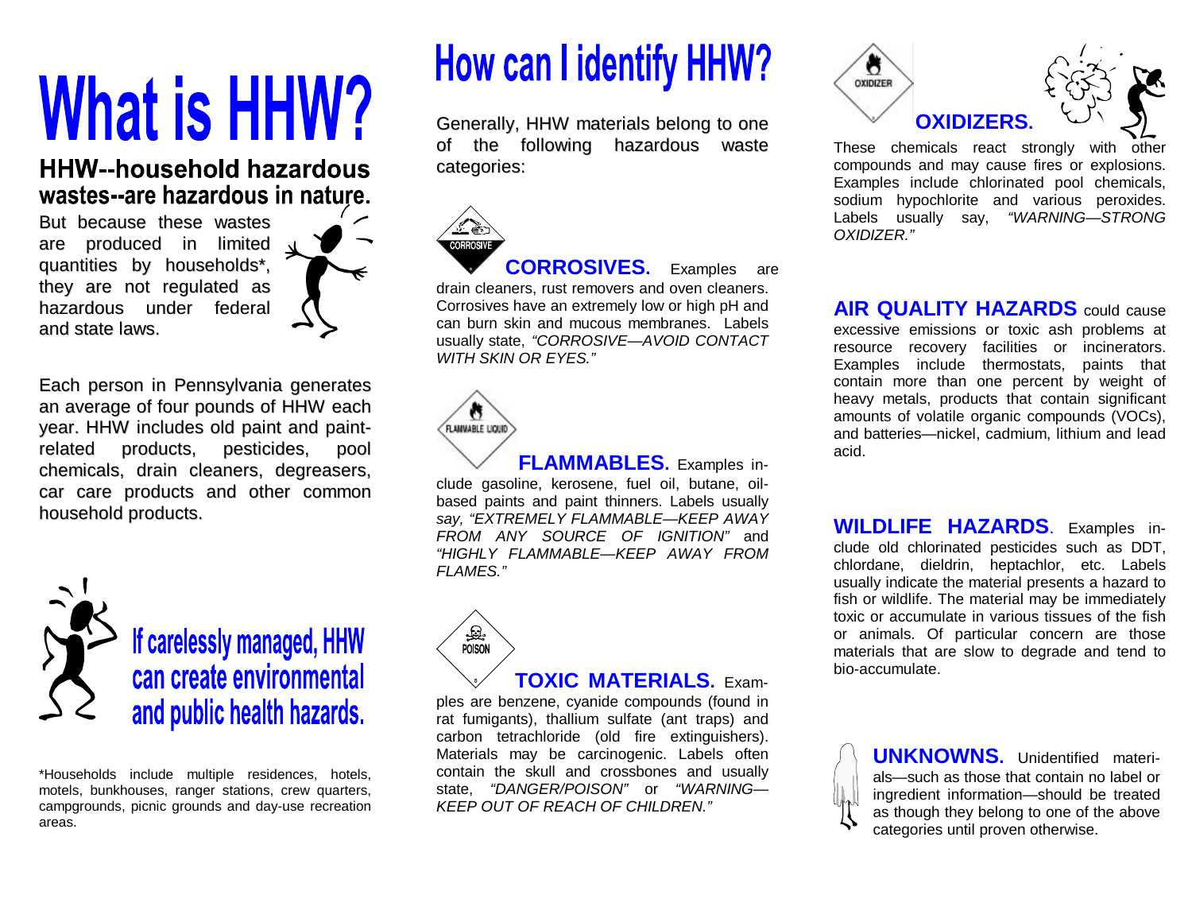# What is HHW?

**HHW--household hazardous wastes--are hazardous in nature.**

But because these wastes are produced in limited quantities by households*, they are not regulated as hazardous under federal and state laws.

Each person in Pennsylvania generates an average of four pounds of HHW each year. HHW includes old paint and paint-related products, pesticides, pool chemicals, drain cleaners, degreasers, car care products and other common household products.

**If carelessly managed, HHW can create environmental and public health hazards.**

*Households include multiple residences, hotels, motels, bunkhouses, ranger stations, crew quarters, campgrounds, picnic grounds and day-use recreation areas.

# How can I identify HHW?

Generally, HHW materials belong to one of the following hazardous waste categories:

**CORROSIVES.** Examples are drain cleaners, rust removers and oven cleaners. Corrosives have an extremely low or high pH and can burn skin and mucous membranes. Labels usually state, *"CORROSIVE—AVOID CONTACT WITH SKIN OR EYES."*

**FLAMMABLES.** Examples include gasoline, kerosene, fuel oil, butane, oil-based paints and paint thinners. Labels usually say, *"EXTREMELY FLAMMABLE—KEEP AWAY FROM ANY SOURCE OF IGNITION"* and *"HIGHLY FLAMMABLE—KEEP AWAY FROM FLAMES."*

**TOXIC MATERIALS.** Examples are benzene, cyanide compounds (found in rat fumigants), thallium sulfate (ant traps) and carbon tetrachloride (old fire extinguishers). Materials may be carcinogenic. Labels often contain the skull and crossbones and usually state, *"DANGER/POISON"* or *"WARNING—KEEP OUT OF REACH OF CHILDREN."*

**OXIDIZERS.** These chemicals react strongly with other compounds and may cause fires or explosions. Examples include chlorinated pool chemicals, sodium hypochlorite and various peroxides. Labels usually say, *"WARNING—STRONG OXIDIZER."*

**AIR QUALITY HAZARDS** could cause excessive emissions or toxic ash problems at resource recovery facilities or incinerators. Examples include thermostats, paints that contain more than one percent by weight of heavy metals, products that contain significant amounts of volatile organic compounds (VOCs), and batteries—nickel, cadmium, lithium and lead acid.

**WILDLIFE HAZARDS.** Examples include old chlorinated pesticides such as DDT, chlordane, dieldrin, heptachlor, etc. Labels usually indicate the material presents a hazard to fish or wildlife. The material may be immediately toxic or accumulate in various tissues of the fish or animals. Of particular concern are those materials that are slow to degrade and tend to bio-accumulate.

**UNKNOWNS.** Unidentified materials—such as those that contain no label or ingredient information—should be treated as though they belong to one of the above categories until proven otherwise.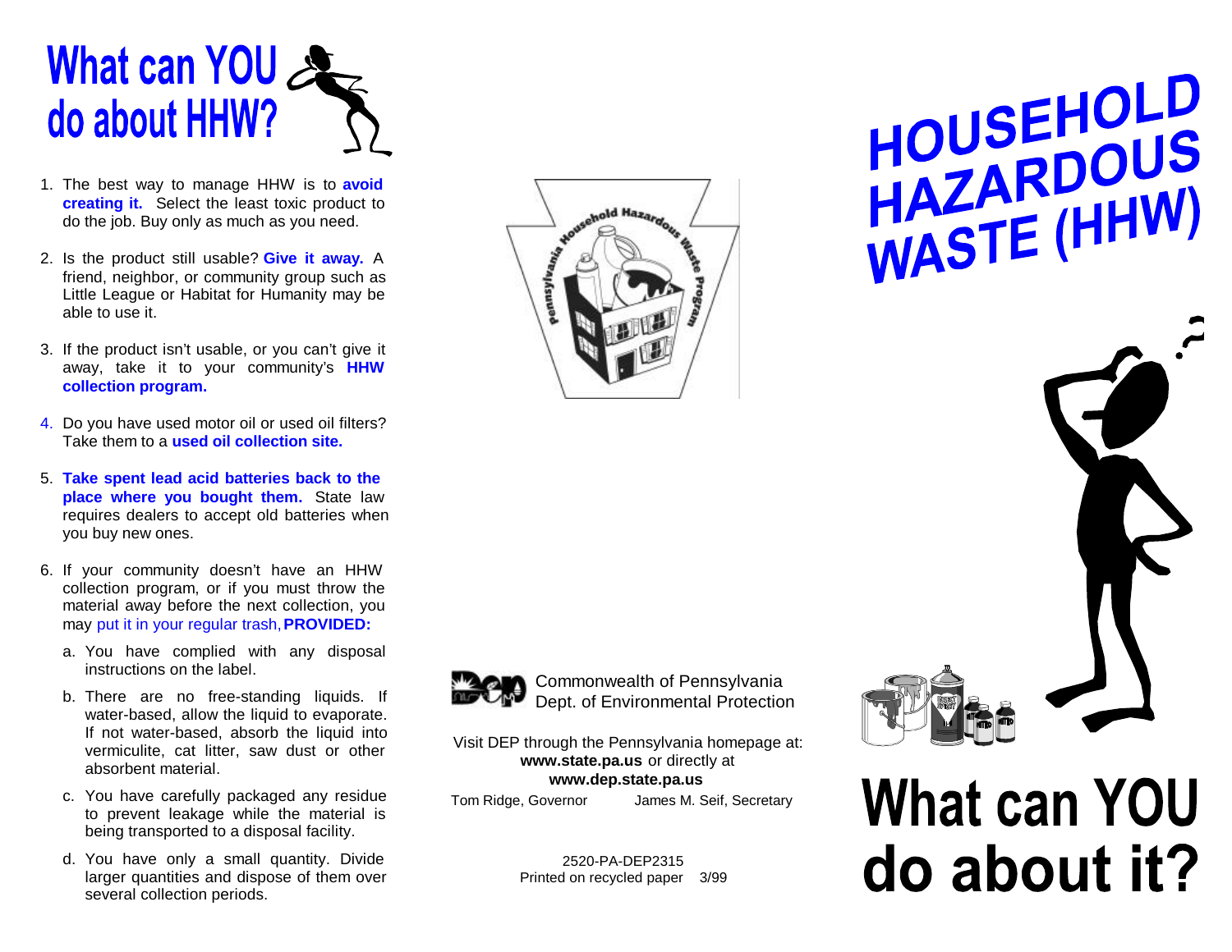# What can YOU do about HHW?

1. The best way to manage HHW is to **avoid creating it.** Select the least toxic product to do the job. Buy only as much as you need.

2. Is the product still usable? **Give it away.** A friend, neighbor, or community group such as Little League or Habitat for Humanity may be able to use it.

3. If the product isn't usable, or you can't give it away, take it to your community's **HHW collection program.**

4. Do you have used motor oil or used oil filters? Take them to a **used oil collection site.**

5. **Take spent lead acid batteries back to the place where you bought them.** State law requires dealers to accept old batteries when you buy new ones.

6. If your community doesn't have an HHW collection program, or if you must throw the material away before the next collection, you may put it in your regular trash, **PROVIDED:**

   a. You have complied with any disposal instructions on the label.

   b. There are no free-standing liquids. If water-based, allow the liquid to evaporate. If not water-based, absorb the liquid into vermiculite, cat litter, saw dust or other absorbent material.

   c. You have carefully packaged any residue to prevent leakage while the material is being transported to a disposal facility.

   d. You have only a small quantity. Divide larger quantities and dispose of them over several collection periods.

Pennsylvania Household Hazardous Waste Program

Commonwealth of Pennsylvania
Dept. of Environmental Protection

Visit DEP through the Pennsylvania homepage at:
**www.state.pa.us** or directly at
**www.dep.state.pa.us**

Tom Ridge, Governor    James M. Seif, Secretary

2520-PA-DEP2315
Printed on recycled paper 3/99

# HOUSEHOLD HAZARDOUS WASTE (HHW)

# What can YOU do about it?